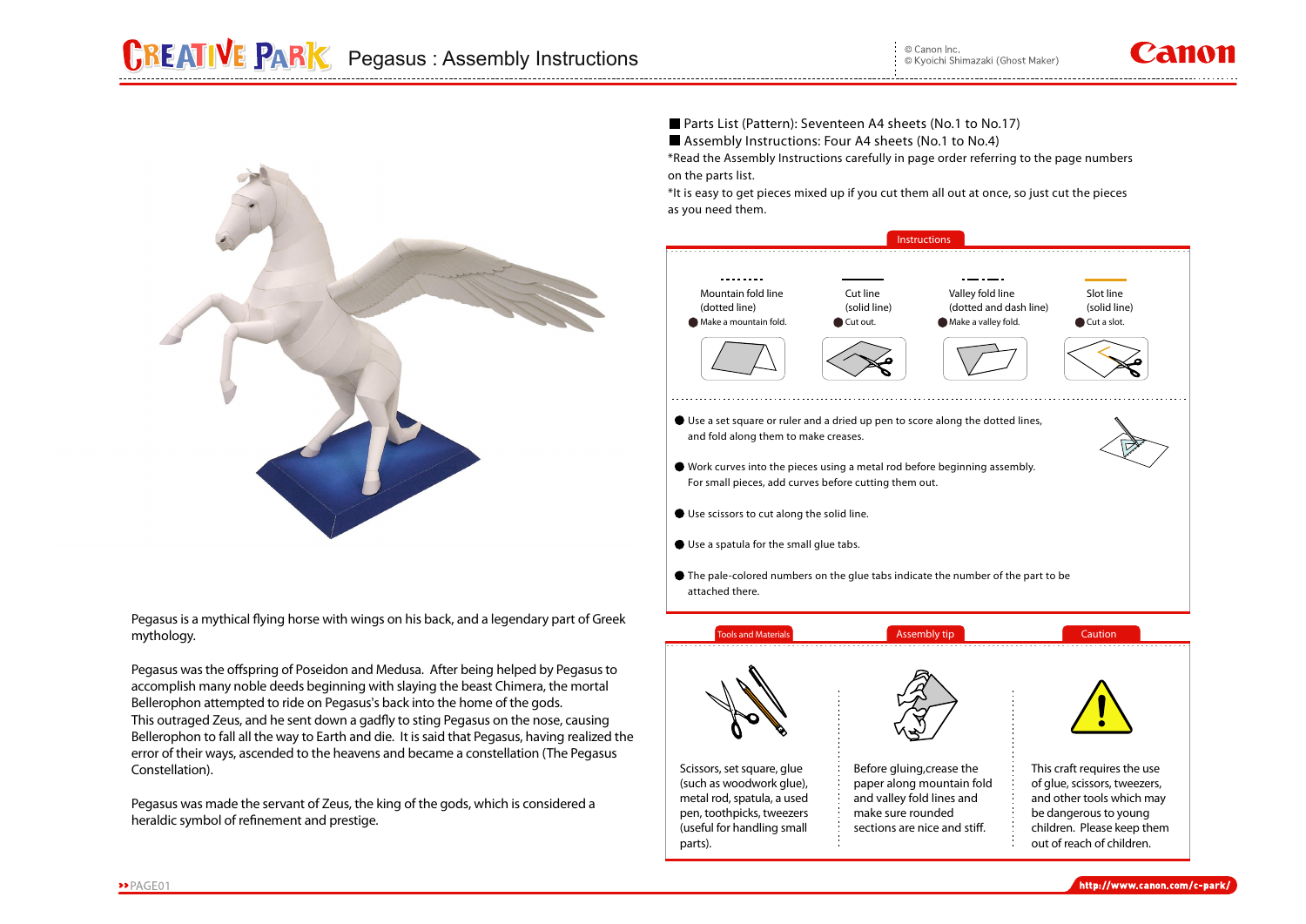# Pegasus : Assembly Instructions

© Canon Inc.
© Kyoichi Shimazaki (Ghost Maker)

Pegasus is a mythical flying horse with wings on his back, and a legendary part of Greek mythology.

Pegasus was the offspring of Poseidon and Medusa. After being helped by Pegasus to accomplish many noble deeds beginning with slaying the beast Chimera, the mortal Bellerophon attempted to ride on Pegasus's back into the home of the gods.
This outraged Zeus, and he sent down a gadfly to sting Pegasus on the nose, causing Bellerophon to fall all the way to Earth and die. It is said that Pegasus, having realized the error of their ways, ascended to the heavens and became a constellation (The Pegasus Constellation).

Pegasus was made the servant of Zeus, the king of the gods, which is considered a heraldic symbol of refinement and prestige.

- Parts List (Pattern): Seventeen A4 sheets (No.1 to No.17)
- Assembly Instructions: Four A4 sheets (No.1 to No.4)

*Read the Assembly Instructions carefully in page order referring to the page numbers on the parts list.
*It is easy to get pieces mixed up if you cut them all out at once, so just cut the pieces as you need them.

## Instructions

| Mountain fold line (dotted line) | Cut line (solid line) | Valley fold line (dotted and dash line) | Slot line (solid line) |
|---|---|---|---|
| Make a mountain fold. | Cut out. | Make a valley fold. | Cut a slot. |

- Use a set square or ruler and a dried up pen to score along the dotted lines, and fold along them to make creases.
- Work curves into the pieces using a metal rod before beginning assembly. For small pieces, add curves before cutting them out.
- Use scissors to cut along the solid line.
- Use a spatula for the small glue tabs.
- The pale-colored numbers on the glue tabs indicate the number of the part to be attached there.

## Tools and Materials

Scissors, set square, glue (such as woodwork glue), metal rod, spatula, a used pen, toothpicks, tweezers (useful for handling small parts).

## Assembly tip

Before gluing,crease the paper along mountain fold and valley fold lines and make sure rounded sections are nice and stiff.

## Caution

This craft requires the use of glue, scissors, tweezers, and other tools which may be dangerous to young children. Please keep them out of reach of children.

http://www.canon.com/c-park/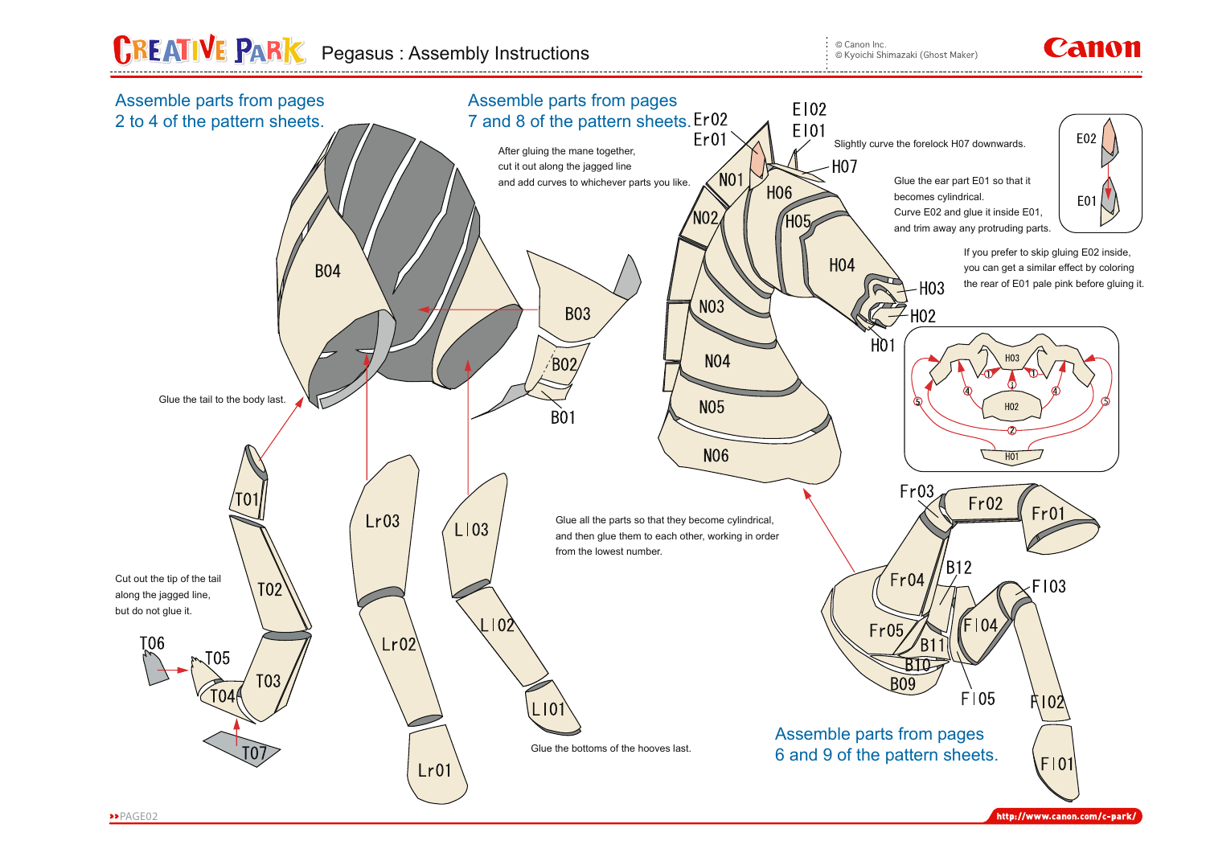# Pegasus : Assembly Instructions

© Canon Inc.
© Kyoichi Shimazaki (Ghost Maker)

## Assemble parts from pages 2 to 4 of the pattern sheets.

B04

B03

B02

B01

Glue the tail to the body last.

T01

T02

T03

T04

T05

T06

T07

Cut out the tip of the tail along the jagged line, but do not glue it.

Lr03

Lr02

Lr01

Ll03

Ll02

Ll01

Glue the bottoms of the hooves last.

## Assemble parts from pages 7 and 8 of the pattern sheets.

Er02

Er01

El02

El01

After gluing the mane together, cut it out along the jagged line and add curves to whichever parts you like.

Slightly curve the forelock H07 downwards.

H07

H06

H05

H04

H03

H02

H01

N01

N02

N03

N04

N05

N06

Glue the ear part E01 so that it becomes cylindrical.
Curve E02 and glue it inside E01, and trim away any protruding parts.

E02

E01

If you prefer to skip gluing E02 inside, you can get a similar effect by coloring the rear of E01 pale pink before gluing it.

H03 ① ① ① ④ ④ ⑤ ⑤ H02 ② H01

Glue all the parts so that they become cylindrical, and then glue them to each other, working in order from the lowest number.

## Assemble parts from pages 6 and 9 of the pattern sheets.

Fr03

Fr02

Fr01

Fr04

Fr05

B12

B11

B10

B09

Fl03

Fl04

Fl05

Fl02

Fl01

http://www.canon.com/c-park/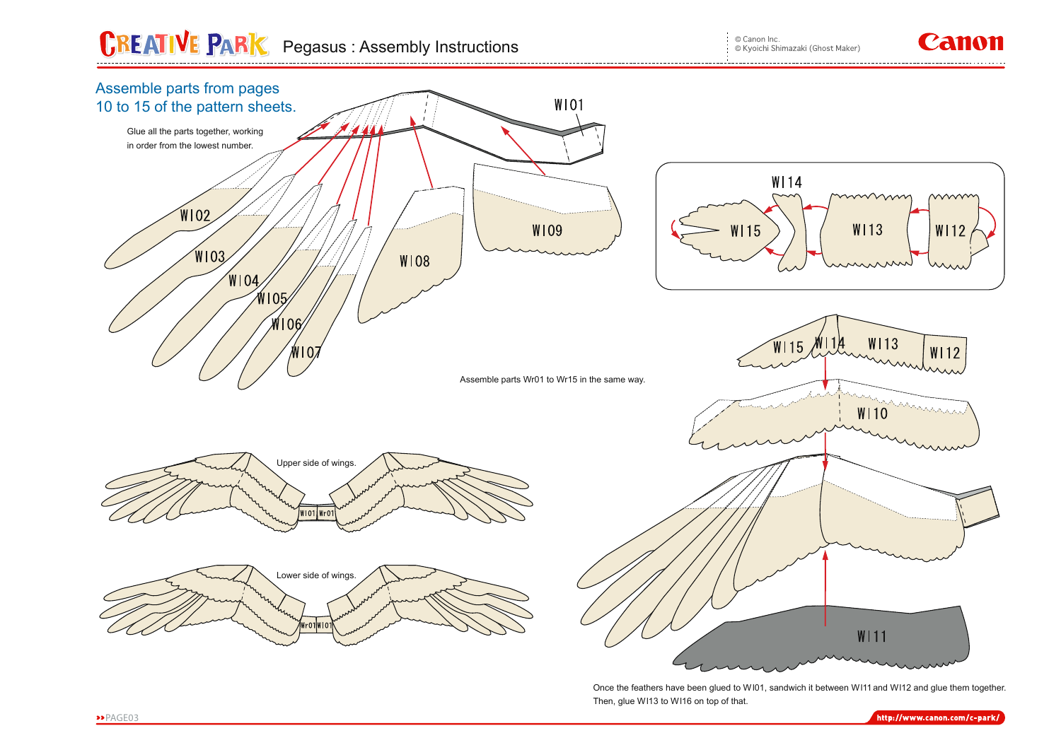# Pegasus : Assembly Instructions

© Canon Inc.
© Kyoichi Shimazaki (Ghost Maker)

## Assemble parts from pages 10 to 15 of the pattern sheets.

Glue all the parts together, working in order from the lowest number.

WI01

WI02

WI03

WI04

WI05

WI06

WI07

WI08

WI09

WI14

WI15

WI13

WI12

Assemble parts Wr01 to Wr15 in the same way.

WI15 WI14 WI13 WI12

WI10

Upper side of wings.

WI01 Wr01

Lower side of wings.

Wr01 WI01

WI11

Once the feathers have been glued to WI01, sandwich it between WI11 and WI12 and glue them together.
Then, glue WI13 to WI16 on top of that.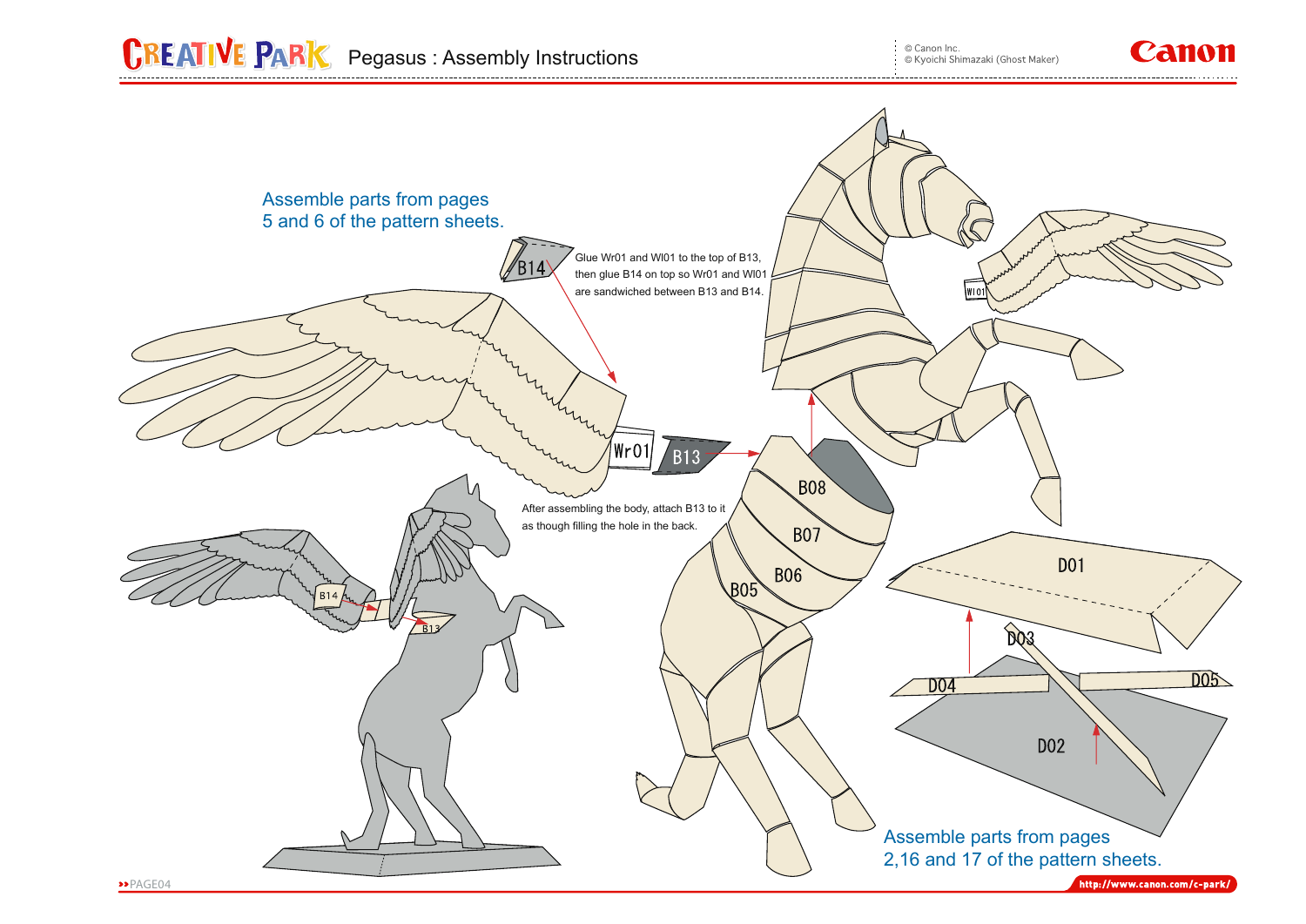Pegasus : Assembly Instructions

Assemble parts from pages 5 and 6 of the pattern sheets.

B14

Glue Wr01 and Wl01 to the top of B13, then glue B14 on top so Wr01 and Wl01 are sandwiched between B13 and B14.

Wl01

Wr01

B13

After assembling the body, attach B13 to it as though filling the hole in the back.

B14

B13

B08

B07

B06

B05

D01

D03

D04

D05

D02

Assemble parts from pages 2,16 and 17 of the pattern sheets.